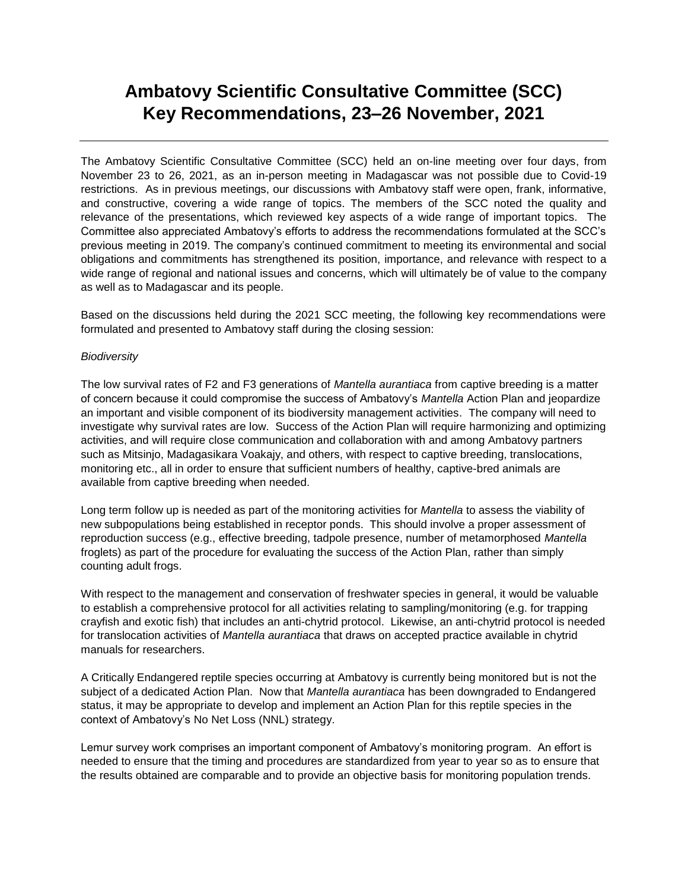# Ambatovy Scientific Consultative Committee (SCC) Key Recommendations, 23–26 November, 2021

---

The Ambatovy Scientific Consultative Committee (SCC) held an on-line meeting over four days, from November 23 to 26, 2021, as an in-person meeting in Madagascar was not possible due to Covid-19 restrictions. As in previous meetings, our discussions with Ambatovy staff were open, frank, informative, and constructive, covering a wide range of topics. The members of the SCC noted the quality and relevance of the presentations, which reviewed key aspects of a wide range of important topics. The Committee also appreciated Ambatovy's efforts to address the recommendations formulated at the SCC's previous meeting in 2019. The company's continued commitment to meeting its environmental and social obligations and commitments has strengthened its position, importance, and relevance with respect to a wide range of regional and national issues and concerns, which will ultimately be of value to the company as well as to Madagascar and its people.

Based on the discussions held during the 2021 SCC meeting, the following key recommendations were formulated and presented to Ambatovy staff during the closing session:

*Biodiversity*

The low survival rates of F2 and F3 generations of *Mantella aurantiaca* from captive breeding is a matter of concern because it could compromise the success of Ambatovy's *Mantella* Action Plan and jeopardize an important and visible component of its biodiversity management activities. The company will need to investigate why survival rates are low. Success of the Action Plan will require harmonizing and optimizing activities, and will require close communication and collaboration with and among Ambatovy partners such as Mitsinjo, Madagasikara Voakajy, and others, with respect to captive breeding, translocations, monitoring etc., all in order to ensure that sufficient numbers of healthy, captive-bred animals are available from captive breeding when needed.

Long term follow up is needed as part of the monitoring activities for *Mantella* to assess the viability of new subpopulations being established in receptor ponds. This should involve a proper assessment of reproduction success (e.g., effective breeding, tadpole presence, number of metamorphosed *Mantella* froglets) as part of the procedure for evaluating the success of the Action Plan, rather than simply counting adult frogs.

With respect to the management and conservation of freshwater species in general, it would be valuable to establish a comprehensive protocol for all activities relating to sampling/monitoring (e.g. for trapping crayfish and exotic fish) that includes an anti-chytrid protocol. Likewise, an anti-chytrid protocol is needed for translocation activities of *Mantella aurantiaca* that draws on accepted practice available in chytrid manuals for researchers.

A Critically Endangered reptile species occurring at Ambatovy is currently being monitored but is not the subject of a dedicated Action Plan. Now that *Mantella aurantiaca* has been downgraded to Endangered status, it may be appropriate to develop and implement an Action Plan for this reptile species in the context of Ambatovy's No Net Loss (NNL) strategy.

Lemur survey work comprises an important component of Ambatovy's monitoring program. An effort is needed to ensure that the timing and procedures are standardized from year to year so as to ensure that the results obtained are comparable and to provide an objective basis for monitoring population trends.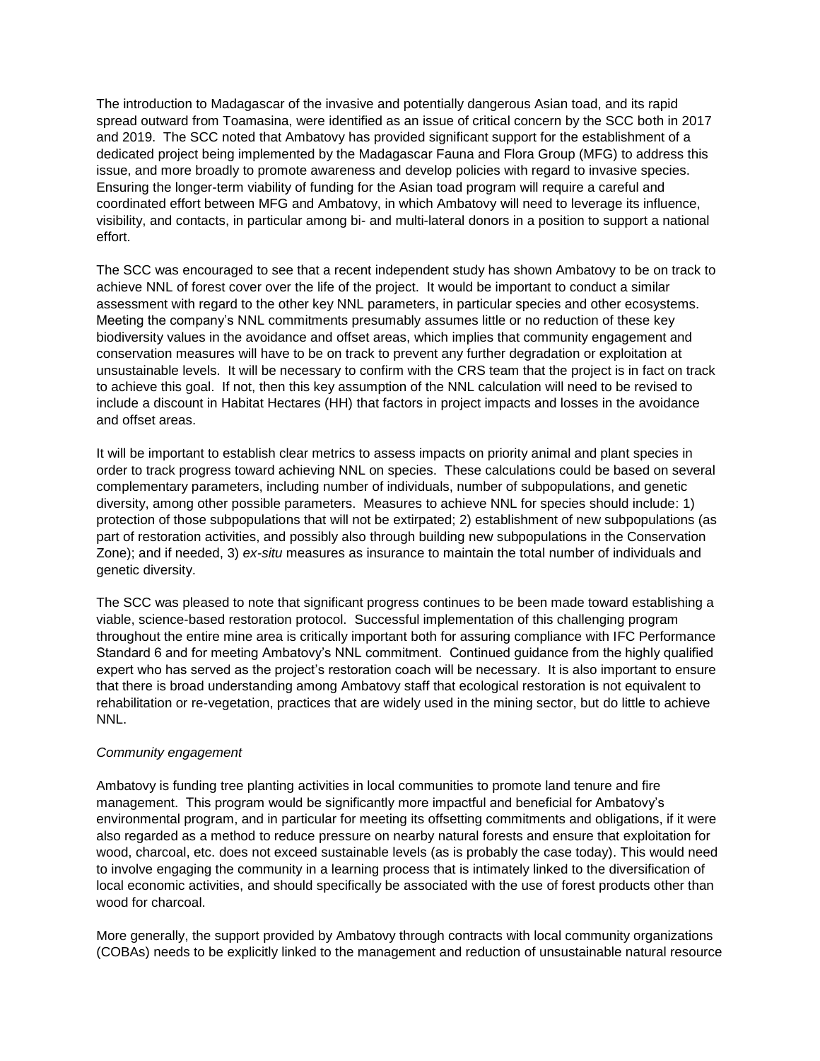The introduction to Madagascar of the invasive and potentially dangerous Asian toad, and its rapid spread outward from Toamasina, were identified as an issue of critical concern by the SCC both in 2017 and 2019. The SCC noted that Ambatovy has provided significant support for the establishment of a dedicated project being implemented by the Madagascar Fauna and Flora Group (MFG) to address this issue, and more broadly to promote awareness and develop policies with regard to invasive species. Ensuring the longer-term viability of funding for the Asian toad program will require a careful and coordinated effort between MFG and Ambatovy, in which Ambatovy will need to leverage its influence, visibility, and contacts, in particular among bi- and multi-lateral donors in a position to support a national effort.

The SCC was encouraged to see that a recent independent study has shown Ambatovy to be on track to achieve NNL of forest cover over the life of the project. It would be important to conduct a similar assessment with regard to the other key NNL parameters, in particular species and other ecosystems. Meeting the company's NNL commitments presumably assumes little or no reduction of these key biodiversity values in the avoidance and offset areas, which implies that community engagement and conservation measures will have to be on track to prevent any further degradation or exploitation at unsustainable levels. It will be necessary to confirm with the CRS team that the project is in fact on track to achieve this goal. If not, then this key assumption of the NNL calculation will need to be revised to include a discount in Habitat Hectares (HH) that factors in project impacts and losses in the avoidance and offset areas.

It will be important to establish clear metrics to assess impacts on priority animal and plant species in order to track progress toward achieving NNL on species. These calculations could be based on several complementary parameters, including number of individuals, number of subpopulations, and genetic diversity, among other possible parameters. Measures to achieve NNL for species should include: 1) protection of those subpopulations that will not be extirpated; 2) establishment of new subpopulations (as part of restoration activities, and possibly also through building new subpopulations in the Conservation Zone); and if needed, 3) *ex-situ* measures as insurance to maintain the total number of individuals and genetic diversity.

The SCC was pleased to note that significant progress continues to be been made toward establishing a viable, science-based restoration protocol. Successful implementation of this challenging program throughout the entire mine area is critically important both for assuring compliance with IFC Performance Standard 6 and for meeting Ambatovy's NNL commitment. Continued guidance from the highly qualified expert who has served as the project's restoration coach will be necessary. It is also important to ensure that there is broad understanding among Ambatovy staff that ecological restoration is not equivalent to rehabilitation or re-vegetation, practices that are widely used in the mining sector, but do little to achieve NNL.

*Community engagement*

Ambatovy is funding tree planting activities in local communities to promote land tenure and fire management. This program would be significantly more impactful and beneficial for Ambatovy's environmental program, and in particular for meeting its offsetting commitments and obligations, if it were also regarded as a method to reduce pressure on nearby natural forests and ensure that exploitation for wood, charcoal, etc. does not exceed sustainable levels (as is probably the case today). This would need to involve engaging the community in a learning process that is intimately linked to the diversification of local economic activities, and should specifically be associated with the use of forest products other than wood for charcoal.

More generally, the support provided by Ambatovy through contracts with local community organizations (COBAs) needs to be explicitly linked to the management and reduction of unsustainable natural resource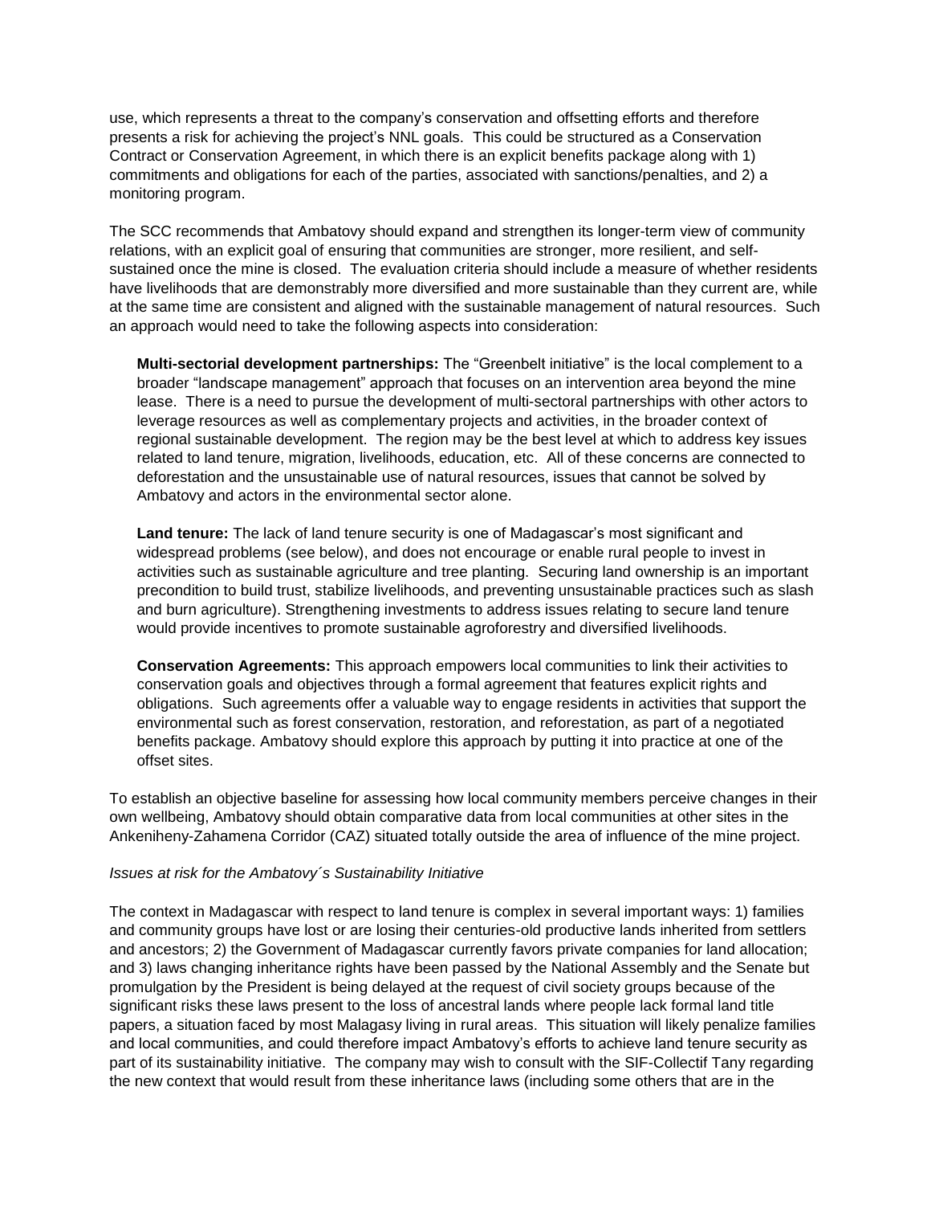use, which represents a threat to the company's conservation and offsetting efforts and therefore presents a risk for achieving the project's NNL goals. This could be structured as a Conservation Contract or Conservation Agreement, in which there is an explicit benefits package along with 1) commitments and obligations for each of the parties, associated with sanctions/penalties, and 2) a monitoring program.

The SCC recommends that Ambatovy should expand and strengthen its longer-term view of community relations, with an explicit goal of ensuring that communities are stronger, more resilient, and self-sustained once the mine is closed. The evaluation criteria should include a measure of whether residents have livelihoods that are demonstrably more diversified and more sustainable than they current are, while at the same time are consistent and aligned with the sustainable management of natural resources. Such an approach would need to take the following aspects into consideration:

**Multi-sectorial development partnerships:** The "Greenbelt initiative" is the local complement to a broader "landscape management" approach that focuses on an intervention area beyond the mine lease. There is a need to pursue the development of multi-sectoral partnerships with other actors to leverage resources as well as complementary projects and activities, in the broader context of regional sustainable development. The region may be the best level at which to address key issues related to land tenure, migration, livelihoods, education, etc. All of these concerns are connected to deforestation and the unsustainable use of natural resources, issues that cannot be solved by Ambatovy and actors in the environmental sector alone.

**Land tenure:** The lack of land tenure security is one of Madagascar's most significant and widespread problems (see below), and does not encourage or enable rural people to invest in activities such as sustainable agriculture and tree planting. Securing land ownership is an important precondition to build trust, stabilize livelihoods, and preventing unsustainable practices such as slash and burn agriculture). Strengthening investments to address issues relating to secure land tenure would provide incentives to promote sustainable agroforestry and diversified livelihoods.

**Conservation Agreements:** This approach empowers local communities to link their activities to conservation goals and objectives through a formal agreement that features explicit rights and obligations. Such agreements offer a valuable way to engage residents in activities that support the environmental such as forest conservation, restoration, and reforestation, as part of a negotiated benefits package. Ambatovy should explore this approach by putting it into practice at one of the offset sites.

To establish an objective baseline for assessing how local community members perceive changes in their own wellbeing, Ambatovy should obtain comparative data from local communities at other sites in the Ankeniheny-Zahamena Corridor (CAZ) situated totally outside the area of influence of the mine project.

*Issues at risk for the Ambatovy´s Sustainability Initiative*

The context in Madagascar with respect to land tenure is complex in several important ways: 1) families and community groups have lost or are losing their centuries-old productive lands inherited from settlers and ancestors; 2) the Government of Madagascar currently favors private companies for land allocation; and 3) laws changing inheritance rights have been passed by the National Assembly and the Senate but promulgation by the President is being delayed at the request of civil society groups because of the significant risks these laws present to the loss of ancestral lands where people lack formal land title papers, a situation faced by most Malagasy living in rural areas. This situation will likely penalize families and local communities, and could therefore impact Ambatovy's efforts to achieve land tenure security as part of its sustainability initiative. The company may wish to consult with the SIF-Collectif Tany regarding the new context that would result from these inheritance laws (including some others that are in the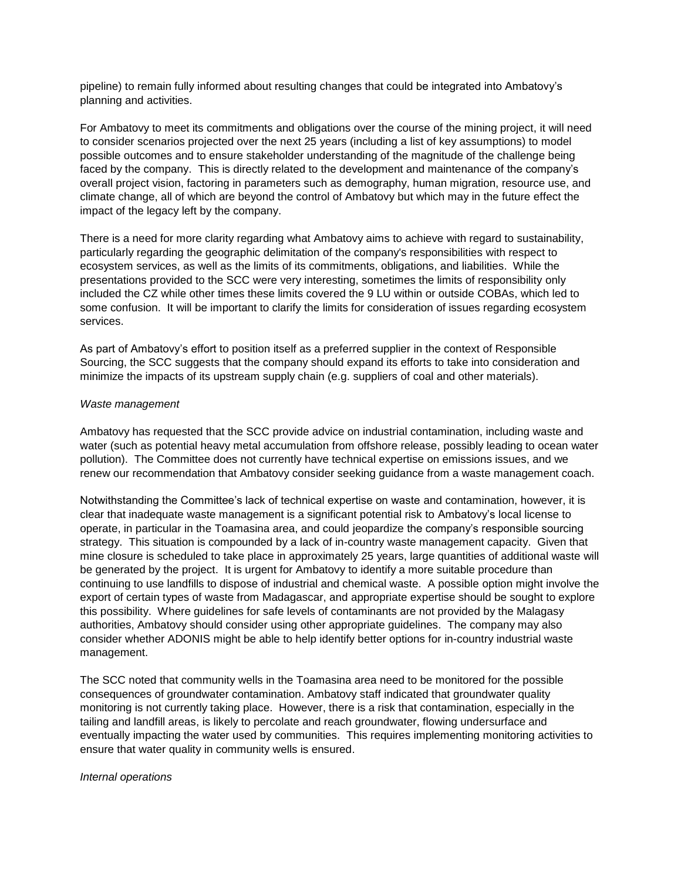pipeline) to remain fully informed about resulting changes that could be integrated into Ambatovy's planning and activities.

For Ambatovy to meet its commitments and obligations over the course of the mining project, it will need to consider scenarios projected over the next 25 years (including a list of key assumptions) to model possible outcomes and to ensure stakeholder understanding of the magnitude of the challenge being faced by the company. This is directly related to the development and maintenance of the company's overall project vision, factoring in parameters such as demography, human migration, resource use, and climate change, all of which are beyond the control of Ambatovy but which may in the future effect the impact of the legacy left by the company.

There is a need for more clarity regarding what Ambatovy aims to achieve with regard to sustainability, particularly regarding the geographic delimitation of the company's responsibilities with respect to ecosystem services, as well as the limits of its commitments, obligations, and liabilities. While the presentations provided to the SCC were very interesting, sometimes the limits of responsibility only included the CZ while other times these limits covered the 9 LU within or outside COBAs, which led to some confusion. It will be important to clarify the limits for consideration of issues regarding ecosystem services.

As part of Ambatovy's effort to position itself as a preferred supplier in the context of Responsible Sourcing, the SCC suggests that the company should expand its efforts to take into consideration and minimize the impacts of its upstream supply chain (e.g. suppliers of coal and other materials).

*Waste management*

Ambatovy has requested that the SCC provide advice on industrial contamination, including waste and water (such as potential heavy metal accumulation from offshore release, possibly leading to ocean water pollution). The Committee does not currently have technical expertise on emissions issues, and we renew our recommendation that Ambatovy consider seeking guidance from a waste management coach.

Notwithstanding the Committee's lack of technical expertise on waste and contamination, however, it is clear that inadequate waste management is a significant potential risk to Ambatovy's local license to operate, in particular in the Toamasina area, and could jeopardize the company's responsible sourcing strategy. This situation is compounded by a lack of in-country waste management capacity. Given that mine closure is scheduled to take place in approximately 25 years, large quantities of additional waste will be generated by the project. It is urgent for Ambatovy to identify a more suitable procedure than continuing to use landfills to dispose of industrial and chemical waste. A possible option might involve the export of certain types of waste from Madagascar, and appropriate expertise should be sought to explore this possibility. Where guidelines for safe levels of contaminants are not provided by the Malagasy authorities, Ambatovy should consider using other appropriate guidelines. The company may also consider whether ADONIS might be able to help identify better options for in-country industrial waste management.

The SCC noted that community wells in the Toamasina area need to be monitored for the possible consequences of groundwater contamination. Ambatovy staff indicated that groundwater quality monitoring is not currently taking place. However, there is a risk that contamination, especially in the tailing and landfill areas, is likely to percolate and reach groundwater, flowing undersurface and eventually impacting the water used by communities. This requires implementing monitoring activities to ensure that water quality in community wells is ensured.

*Internal operations*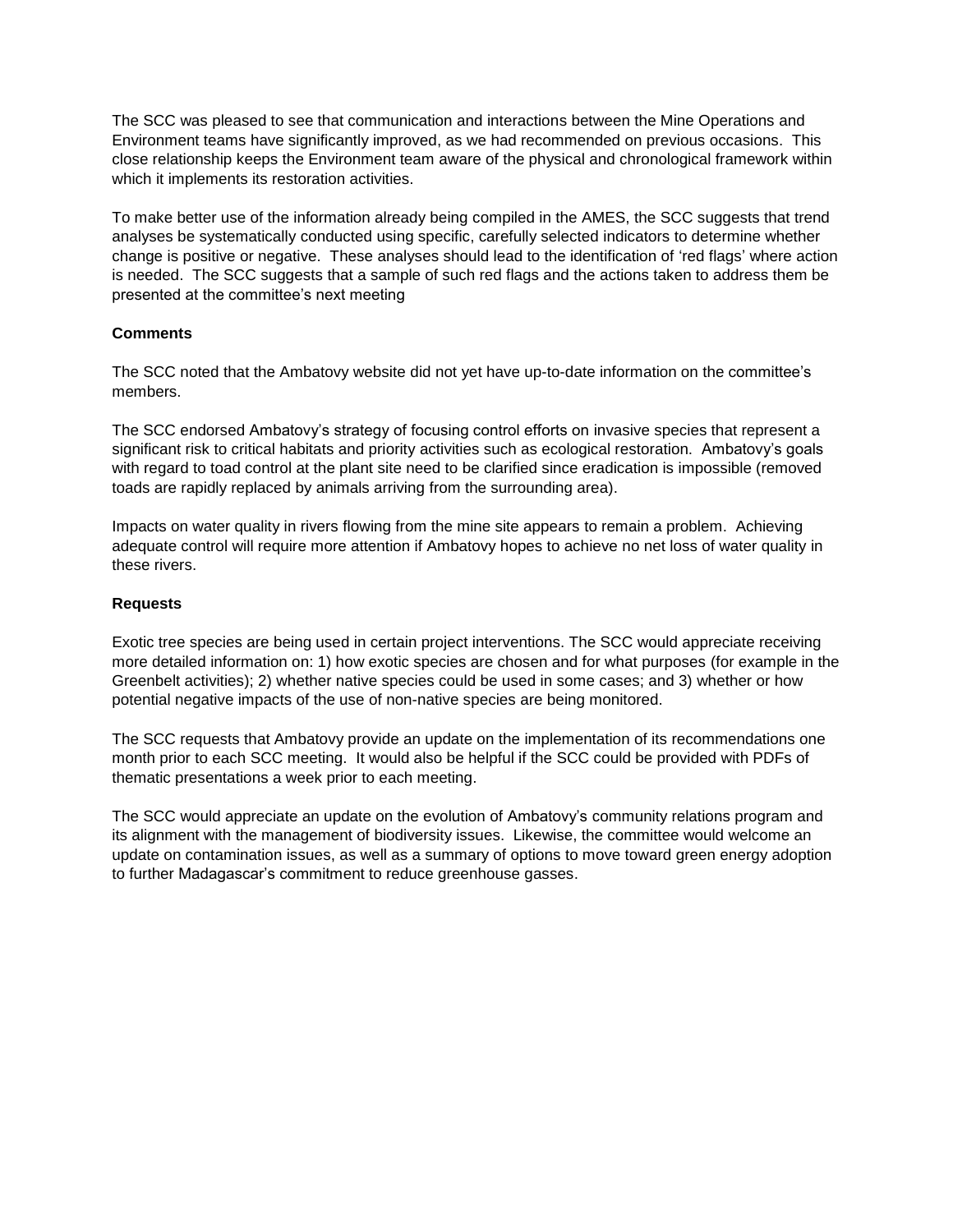The SCC was pleased to see that communication and interactions between the Mine Operations and Environment teams have significantly improved, as we had recommended on previous occasions. This close relationship keeps the Environment team aware of the physical and chronological framework within which it implements its restoration activities.

To make better use of the information already being compiled in the AMES, the SCC suggests that trend analyses be systematically conducted using specific, carefully selected indicators to determine whether change is positive or negative. These analyses should lead to the identification of 'red flags' where action is needed. The SCC suggests that a sample of such red flags and the actions taken to address them be presented at the committee's next meeting

**Comments**

The SCC noted that the Ambatovy website did not yet have up-to-date information on the committee's members.

The SCC endorsed Ambatovy's strategy of focusing control efforts on invasive species that represent a significant risk to critical habitats and priority activities such as ecological restoration. Ambatovy's goals with regard to toad control at the plant site need to be clarified since eradication is impossible (removed toads are rapidly replaced by animals arriving from the surrounding area).

Impacts on water quality in rivers flowing from the mine site appears to remain a problem. Achieving adequate control will require more attention if Ambatovy hopes to achieve no net loss of water quality in these rivers.

**Requests**

Exotic tree species are being used in certain project interventions. The SCC would appreciate receiving more detailed information on: 1) how exotic species are chosen and for what purposes (for example in the Greenbelt activities); 2) whether native species could be used in some cases; and 3) whether or how potential negative impacts of the use of non-native species are being monitored.

The SCC requests that Ambatovy provide an update on the implementation of its recommendations one month prior to each SCC meeting. It would also be helpful if the SCC could be provided with PDFs of thematic presentations a week prior to each meeting.

The SCC would appreciate an update on the evolution of Ambatovy's community relations program and its alignment with the management of biodiversity issues. Likewise, the committee would welcome an update on contamination issues, as well as a summary of options to move toward green energy adoption to further Madagascar's commitment to reduce greenhouse gasses.